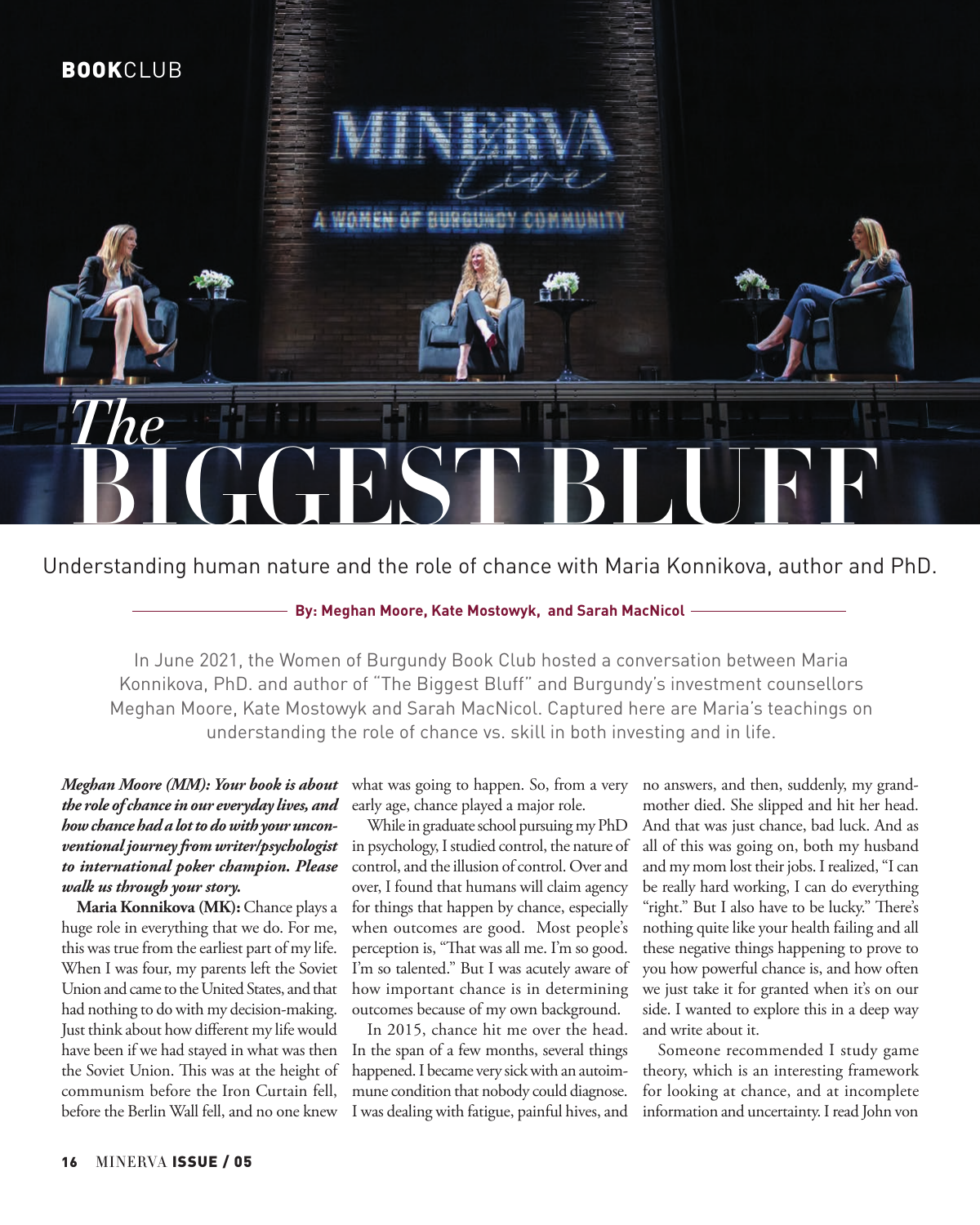BOOKCLUB

# The BIGGEST BLUFF

Understanding human nature and the role of chance with Maria Konnikova, author and PhD.

**By: Meghan Moore, Kate Mostowyk, and Sarah MacNicol**

In June 2021, the Women of Burgundy Book Club hosted a conversation between Maria Konnikova, PhD. and author of "The Biggest Bluff" and Burgundy's investment counsellors Meghan Moore, Kate Mostowyk and Sarah MacNicol. Captured here are Maria's teachings on understanding the role of chance vs. skill in both investing and in life.

***Meghan Moore (MM): Your book is about the role of chance in our everyday lives, and how chance had a lot to do with your unconventional journey from writer/psychologist to international poker champion. Please walk us through your story.***

**Maria Konnikova (MK):** Chance plays a huge role in everything that we do. For me, this was true from the earliest part of my life. When I was four, my parents left the Soviet Union and came to the United States, and that had nothing to do with my decision-making. Just think about how different my life would have been if we had stayed in what was then the Soviet Union. This was at the height of communism before the Iron Curtain fell, before the Berlin Wall fell, and no one knew what was going to happen. So, from a very early age, chance played a major role.

While in graduate school pursuing my PhD in psychology, I studied control, the nature of control, and the illusion of control. Over and over, I found that humans will claim agency for things that happen by chance, especially when outcomes are good. Most people's perception is, "That was all me. I'm so good. I'm so talented." But I was acutely aware of how important chance is in determining outcomes because of my own background.

In 2015, chance hit me over the head. In the span of a few months, several things happened. I became very sick with an autoimmune condition that nobody could diagnose. I was dealing with fatigue, painful hives, and no answers, and then, suddenly, my grandmother died. She slipped and hit her head. And that was just chance, bad luck. And as all of this was going on, both my husband and my mom lost their jobs. I realized, "I can be really hard working, I can do everything "right." But I also have to be lucky." There's nothing quite like your health failing and all these negative things happening to prove to you how powerful chance is, and how often we just take it for granted when it's on our side. I wanted to explore this in a deep way and write about it.

Someone recommended I study game theory, which is an interesting framework for looking at chance, and at incomplete information and uncertainty. I read John von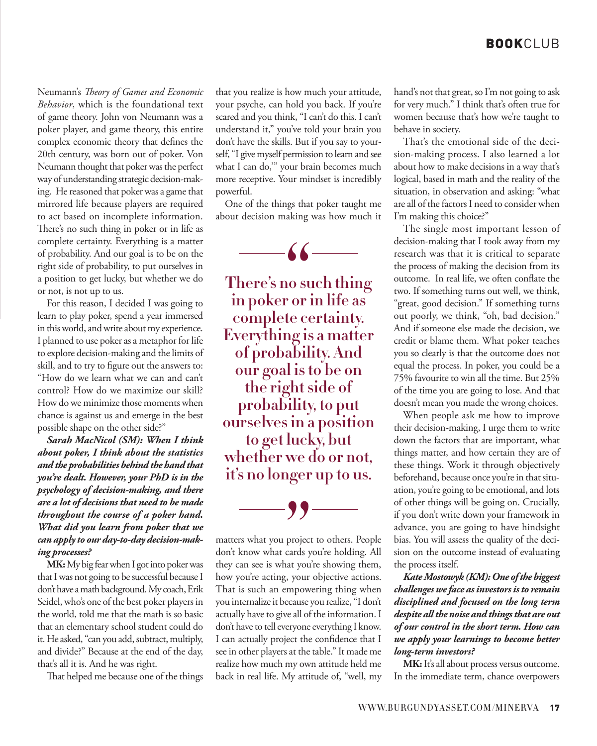Neumann's *Theory of Games and Economic Behavior*, which is the foundational text of game theory. John von Neumann was a poker player, and game theory, this entire complex economic theory that defines the 20th century, was born out of poker. Von Neumann thought that poker was the perfect way of understanding strategic decision-making. He reasoned that poker was a game that mirrored life because players are required to act based on incomplete information. There's no such thing in poker or in life as complete certainty. Everything is a matter of probability. And our goal is to be on the right side of probability, to put ourselves in a position to get lucky, but whether we do or not, is not up to us.

For this reason, I decided I was going to learn to play poker, spend a year immersed in this world, and write about my experience. I planned to use poker as a metaphor for life to explore decision-making and the limits of skill, and to try to figure out the answers to: "How do we learn what we can and can't control? How do we maximize our skill? How do we minimize those moments when chance is against us and emerge in the best possible shape on the other side?"

***Sarah MacNicol (SM): When I think about poker, I think about the statistics and the probabilities behind the hand that you're dealt. However, your PhD is in the psychology of decision-making, and there are a lot of decisions that need to be made throughout the course of a poker hand. What did you learn from poker that we can apply to our day-to-day decision-making processes?***

**MK:** My big fear when I got into poker was that I was not going to be successful because I don't have a math background. My coach, Erik Seidel, who's one of the best poker players in the world, told me that the math is so basic that an elementary school student could do it. He asked, "can you add, subtract, multiply, and divide?" Because at the end of the day, that's all it is. And he was right.

That helped me because one of the things that you realize is how much your attitude, your psyche, can hold you back. If you're scared and you think, "I can't do this. I can't understand it," you've told your brain you don't have the skills. But if you say to yourself, "I give myself permission to learn and see what I can do,'" your brain becomes much more receptive. Your mindset is incredibly powerful.

One of the things that poker taught me about decision making was how much it matters what you project to others. People don't know what cards you're holding. All they can see is what you're showing them, how you're acting, your objective actions. That is such an empowering thing when you internalize it because you realize, "I don't actually have to give all of the information. I don't have to tell everyone everything I know. I can actually project the confidence that I see in other players at the table." It made me realize how much my own attitude held me back in real life. My attitude of, "well, my hand's not that great, so I'm not going to ask for very much." I think that's often true for women because that's how we're taught to behave in society.

> **"There's no such thing in poker or in life as complete certainty. Everything is a matter of probability. And our goal is to be on the right side of probability, to put ourselves in a position to get lucky, but whether we do or not, it's no longer up to us."**

That's the emotional side of the decision-making process. I also learned a lot about how to make decisions in a way that's logical, based in math and the reality of the situation, in observation and asking: "what are all of the factors I need to consider when I'm making this choice?"

The single most important lesson of decision-making that I took away from my research was that it is critical to separate the process of making the decision from its outcome. In real life, we often conflate the two. If something turns out well, we think, "great, good decision." If something turns out poorly, we think, "oh, bad decision." And if someone else made the decision, we credit or blame them. What poker teaches you so clearly is that the outcome does not equal the process. In poker, you could be a 75% favourite to win all the time. But 25% of the time you are going to lose. And that doesn't mean you made the wrong choices.

When people ask me how to improve their decision-making, I urge them to write down the factors that are important, what things matter, and how certain they are of these things. Work it through objectively beforehand, because once you're in that situation, you're going to be emotional, and lots of other things will be going on. Crucially, if you don't write down your framework in advance, you are going to have hindsight bias. You will assess the quality of the decision on the outcome instead of evaluating the process itself.

***Kate Mostowyk (KM): One of the biggest challenges we face as investors is to remain disciplined and focused on the long term despite all the noise and things that are out of our control in the short term. How can we apply your learnings to become better long-term investors?***

**MK:** It's all about process versus outcome. In the immediate term, chance overpowers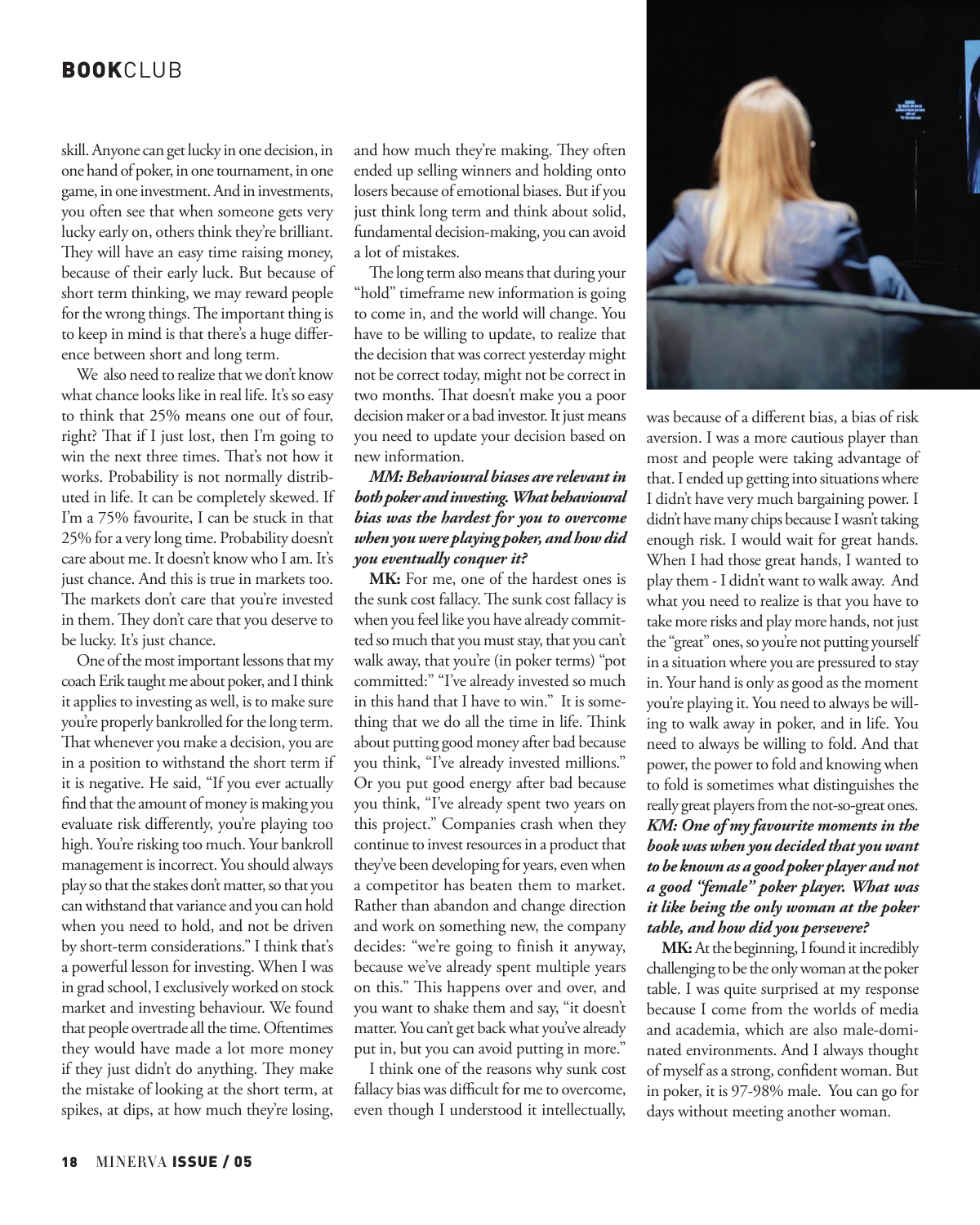skill. Anyone can get lucky in one decision, in one hand of poker, in one tournament, in one game, in one investment. And in investments, you often see that when someone gets very lucky early on, others think they're brilliant. They will have an easy time raising money, because of their early luck. But because of short term thinking, we may reward people for the wrong things. The important thing is to keep in mind is that there's a huge difference between short and long term.

We also need to realize that we don't know what chance looks like in real life. It's so easy to think that 25% means one out of four, right? That if I just lost, then I'm going to win the next three times. That's not how it works. Probability is not normally distributed in life. It can be completely skewed. If I'm a 75% favourite, I can be stuck in that 25% for a very long time. Probability doesn't care about me. It doesn't know who I am. It's just chance. And this is true in markets too. The markets don't care that you're invested in them. They don't care that you deserve to be lucky. It's just chance.

One of the most important lessons that my coach Erik taught me about poker, and I think it applies to investing as well, is to make sure you're properly bankrolled for the long term. That whenever you make a decision, you are in a position to withstand the short term if it is negative. He said, "If you ever actually find that the amount of money is making you evaluate risk differently, you're playing too high. You're risking too much. Your bankroll management is incorrect. You should always play so that the stakes don't matter, so that you can withstand that variance and you can hold when you need to hold, and not be driven by short-term considerations." I think that's a powerful lesson for investing. When I was in grad school, I exclusively worked on stock market and investing behaviour. We found that people overtrade all the time. Oftentimes they would have made a lot more money if they just didn't do anything. They make the mistake of looking at the short term, at spikes, at dips, at how much they're losing, and how much they're making. They often ended up selling winners and holding onto losers because of emotional biases. But if you just think long term and think about solid, fundamental decision-making, you can avoid a lot of mistakes.

The long term also means that during your "hold" timeframe new information is going to come in, and the world will change. You have to be willing to update, to realize that the decision that was correct yesterday might not be correct today, might not be correct in two months. That doesn't make you a poor decision maker or a bad investor. It just means you need to update your decision based on new information.

***MM: Behavioural biases are relevant in both poker and investing. What behavioural bias was the hardest for you to overcome when you were playing poker, and how did you eventually conquer it?***

**MK:** For me, one of the hardest ones is the sunk cost fallacy. The sunk cost fallacy is when you feel like you have already committed so much that you must stay, that you can't walk away, that you're (in poker terms) "pot committed:" "I've already invested so much in this hand that I have to win." It is something that we do all the time in life. Think about putting good money after bad because you think, "I've already invested millions." Or you put good energy after bad because you think, "I've already spent two years on this project." Companies crash when they continue to invest resources in a product that they've been developing for years, even when a competitor has beaten them to market. Rather than abandon and change direction and work on something new, the company decides: "we're going to finish it anyway, because we've already spent multiple years on this." This happens over and over, and you want to shake them and say, "it doesn't matter. You can't get back what you've already put in, but you can avoid putting in more."

I think one of the reasons why sunk cost fallacy bias was difficult for me to overcome, even though I understood it intellectually, was because of a different bias, a bias of risk aversion. I was a more cautious player than most and people were taking advantage of that. I ended up getting into situations where I didn't have very much bargaining power. I didn't have many chips because I wasn't taking enough risk. I would wait for great hands. When I had those great hands, I wanted to play them - I didn't want to walk away. And what you need to realize is that you have to take more risks and play more hands, not just the "great" ones, so you're not putting yourself in a situation where you are pressured to stay in. Your hand is only as good as the moment you're playing it. You need to always be willing to walk away in poker, and in life. You need to always be willing to fold. And that power, the power to fold and knowing when to fold is sometimes what distinguishes the really great players from the not-so-great ones.

***KM: One of my favourite moments in the book was when you decided that you want to be known as a good poker player and not a good "female" poker player. What was it like being the only woman at the poker table, and how did you persevere?***

**MK:** At the beginning, I found it incredibly challenging to be the only woman at the poker table. I was quite surprised at my response because I come from the worlds of media and academia, which are also male-dominated environments. And I always thought of myself as a strong, confident woman. But in poker, it is 97-98% male. You can go for days without meeting another woman.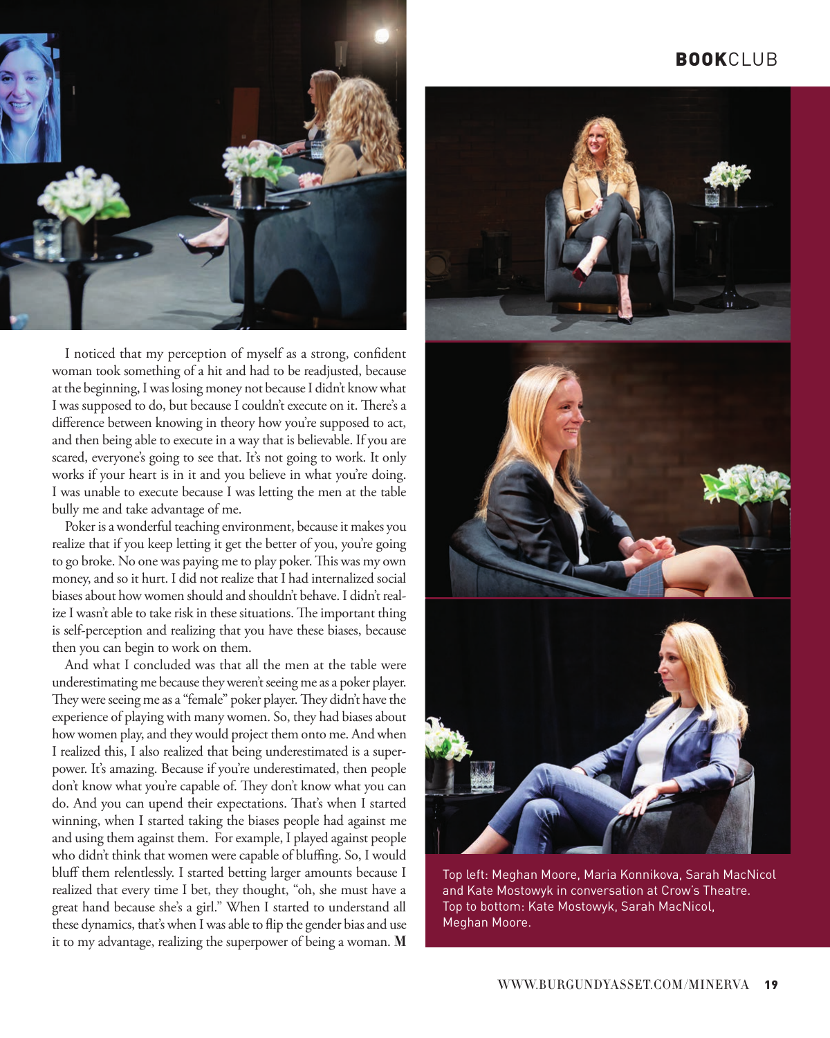I noticed that my perception of myself as a strong, confident woman took something of a hit and had to be readjusted, because at the beginning, I was losing money not because I didn't know what I was supposed to do, but because I couldn't execute on it. There's a difference between knowing in theory how you're supposed to act, and then being able to execute in a way that is believable. If you are scared, everyone's going to see that. It's not going to work. It only works if your heart is in it and you believe in what you're doing. I was unable to execute because I was letting the men at the table bully me and take advantage of me.

Poker is a wonderful teaching environment, because it makes you realize that if you keep letting it get the better of you, you're going to go broke. No one was paying me to play poker. This was my own money, and so it hurt. I did not realize that I had internalized social biases about how women should and shouldn't behave. I didn't realize I wasn't able to take risk in these situations. The important thing is self-perception and realizing that you have these biases, because then you can begin to work on them.

And what I concluded was that all the men at the table were underestimating me because they weren't seeing me as a poker player. They were seeing me as a "female" poker player. They didn't have the experience of playing with many women. So, they had biases about how women play, and they would project them onto me. And when I realized this, I also realized that being underestimated is a superpower. It's amazing. Because if you're underestimated, then people don't know what you're capable of. They don't know what you can do. And you can upend their expectations. That's when I started winning, when I started taking the biases people had against me and using them against them. For example, I played against people who didn't think that women were capable of bluffing. So, I would bluff them relentlessly. I started betting larger amounts because I realized that every time I bet, they thought, "oh, she must have a great hand because she's a girl." When I started to understand all these dynamics, that's when I was able to flip the gender bias and use it to my advantage, realizing the superpower of being a woman. **M**

Top left: Meghan Moore, Maria Konnikova, Sarah MacNicol and Kate Mostowyk in conversation at Crow's Theatre. Top to bottom: Kate Mostowyk, Sarah MacNicol, Meghan Moore.